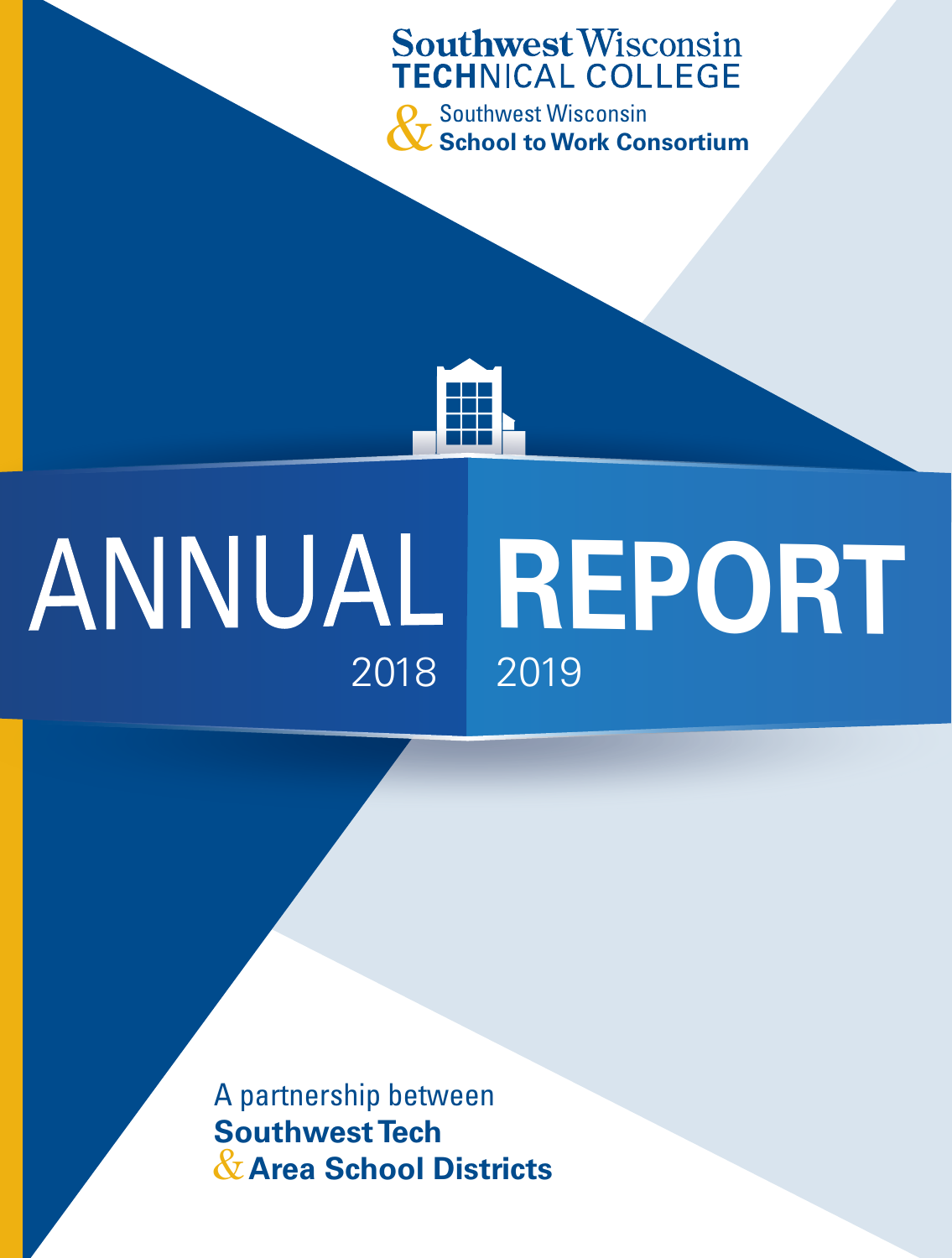Southwest Wisconsin
TECHNICAL COLLEGE

& Southwest Wisconsin
**School to Work Consortium**

# ANNUAL REPORT

2018 2019

A partnership between
**Southwest Tech**
**& Area School Districts**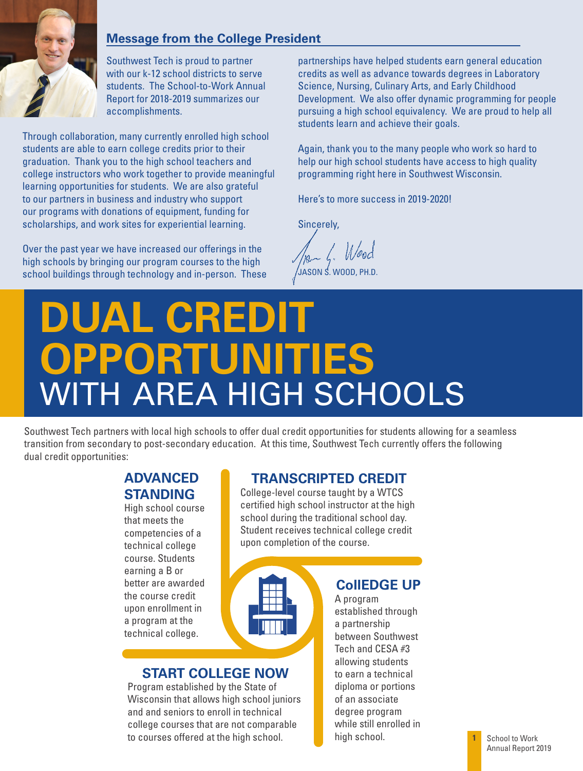## Message from the College President

Southwest Tech is proud to partner with our k-12 school districts to serve students. The School-to-Work Annual Report for 2018-2019 summarizes our accomplishments.

Through collaboration, many currently enrolled high school students are able to earn college credits prior to their graduation. Thank you to the high school teachers and college instructors who work together to provide meaningful learning opportunities for students. We are also grateful to our partners in business and industry who support our programs with donations of equipment, funding for scholarships, and work sites for experiential learning.

Over the past year we have increased our offerings in the high schools by bringing our program courses to the high school buildings through technology and in-person. These partnerships have helped students earn general education credits as well as advance towards degrees in Laboratory Science, Nursing, Culinary Arts, and Early Childhood Development. We also offer dynamic programming for people pursuing a high school equivalency. We are proud to help all students learn and achieve their goals.

Again, thank you to the many people who work so hard to help our high school students have access to high quality programming right here in Southwest Wisconsin.

Here's to more success in 2019-2020!

Sincerely,

JASON S. WOOD, PH.D.

# DUAL CREDIT OPPORTUNITIES WITH AREA HIGH SCHOOLS

Southwest Tech partners with local high schools to offer dual credit opportunities for students allowing for a seamless transition from secondary to post-secondary education. At this time, Southwest Tech currently offers the following dual credit opportunities:

### ADVANCED STANDING

High school course that meets the competencies of a technical college course. Students earning a B or better are awarded the course credit upon enrollment in a program at the technical college.

### TRANSCRIPTED CREDIT

College-level course taught by a WTCS certified high school instructor at the high school during the traditional school day. Student receives technical college credit upon completion of the course.

### START COLLEGE NOW

Program established by the State of Wisconsin that allows high school juniors and and seniors to enroll in technical college courses that are not comparable to courses offered at the high school.

### CollEDGE UP

A program established through a partnership between Southwest Tech and CESA #3 allowing students to earn a technical diploma or portions of an associate degree program while still enrolled in high school.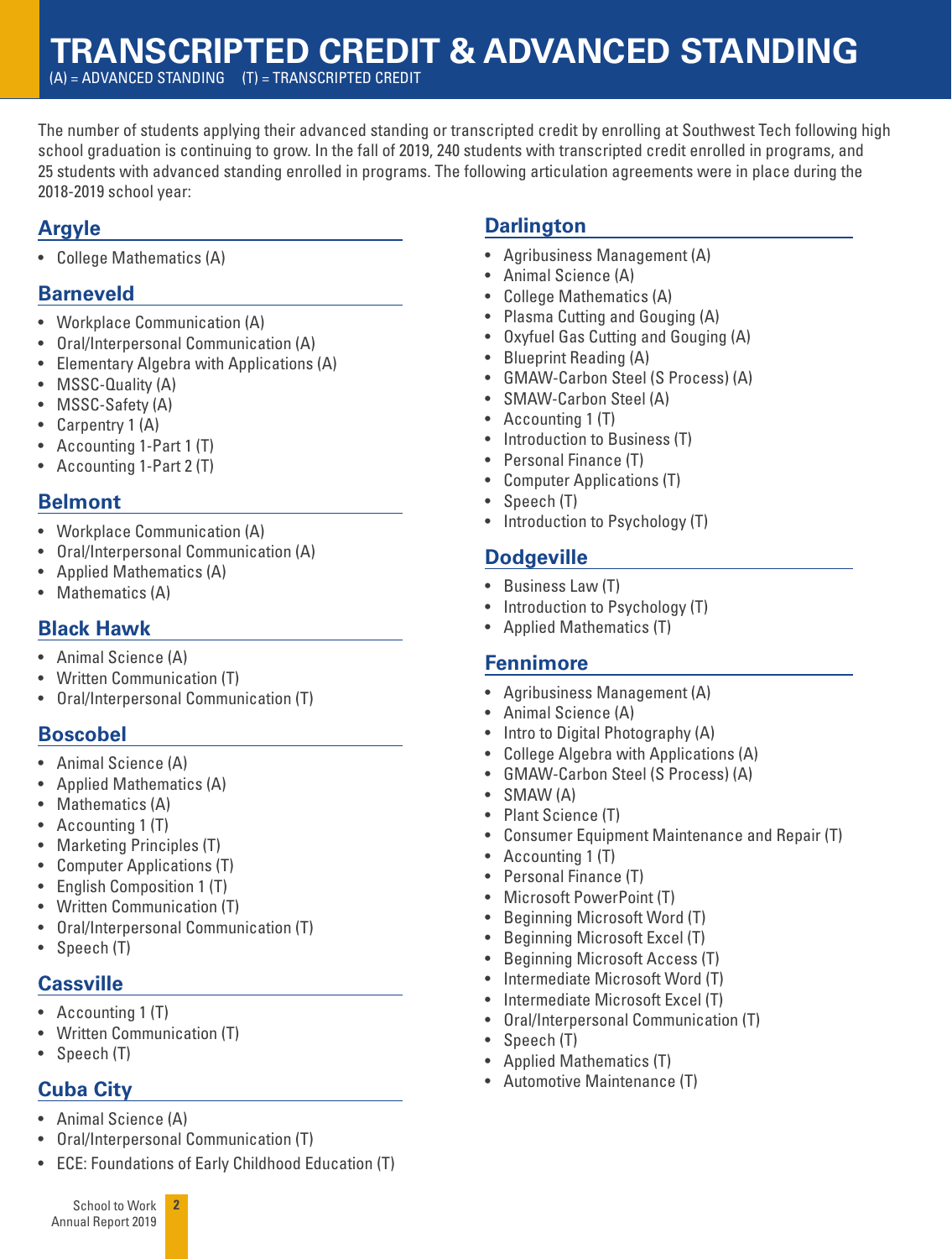# TRANSCRIPTED CREDIT & ADVANCED STANDING

(A) = ADVANCED STANDING (T) = TRANSCRIPTED CREDIT

The number of students applying their advanced standing or transcripted credit by enrolling at Southwest Tech following high school graduation is continuing to grow. In the fall of 2019, 240 students with transcripted credit enrolled in programs, and 25 students with advanced standing enrolled in programs. The following articulation agreements were in place during the 2018-2019 school year:

## Argyle

- College Mathematics (A)

## Barneveld

- Workplace Communication (A)
- Oral/Interpersonal Communication (A)
- Elementary Algebra with Applications (A)
- MSSC-Quality (A)
- MSSC-Safety (A)
- Carpentry 1 (A)
- Accounting 1-Part 1 (T)
- Accounting 1-Part 2 (T)

## Belmont

- Workplace Communication (A)
- Oral/Interpersonal Communication (A)
- Applied Mathematics (A)
- Mathematics (A)

## Black Hawk

- Animal Science (A)
- Written Communication (T)
- Oral/Interpersonal Communication (T)

## Boscobel

- Animal Science (A)
- Applied Mathematics (A)
- Mathematics (A)
- Accounting 1 (T)
- Marketing Principles (T)
- Computer Applications (T)
- English Composition 1 (T)
- Written Communication (T)
- Oral/Interpersonal Communication (T)
- Speech (T)

## Cassville

- Accounting 1 (T)
- Written Communication (T)
- Speech (T)

## Cuba City

- Animal Science (A)
- Oral/Interpersonal Communication (T)
- ECE: Foundations of Early Childhood Education (T)

## Darlington

- Agribusiness Management (A)
- Animal Science (A)
- College Mathematics (A)
- Plasma Cutting and Gouging (A)
- Oxyfuel Gas Cutting and Gouging (A)
- Blueprint Reading (A)
- GMAW-Carbon Steel (S Process) (A)
- SMAW-Carbon Steel (A)
- Accounting 1 (T)
- Introduction to Business (T)
- Personal Finance (T)
- Computer Applications (T)
- Speech (T)
- Introduction to Psychology (T)

## Dodgeville

- Business Law (T)
- Introduction to Psychology (T)
- Applied Mathematics (T)

## Fennimore

- Agribusiness Management (A)
- Animal Science (A)
- Intro to Digital Photography (A)
- College Algebra with Applications (A)
- GMAW-Carbon Steel (S Process) (A)
- SMAW (A)
- Plant Science (T)
- Consumer Equipment Maintenance and Repair (T)
- Accounting 1 (T)
- Personal Finance (T)
- Microsoft PowerPoint (T)
- Beginning Microsoft Word (T)
- Beginning Microsoft Excel (T)
- Beginning Microsoft Access (T)
- Intermediate Microsoft Word (T)
- Intermediate Microsoft Excel (T)
- Oral/Interpersonal Communication (T)
- Speech (T)
- Applied Mathematics (T)
- Automotive Maintenance (T)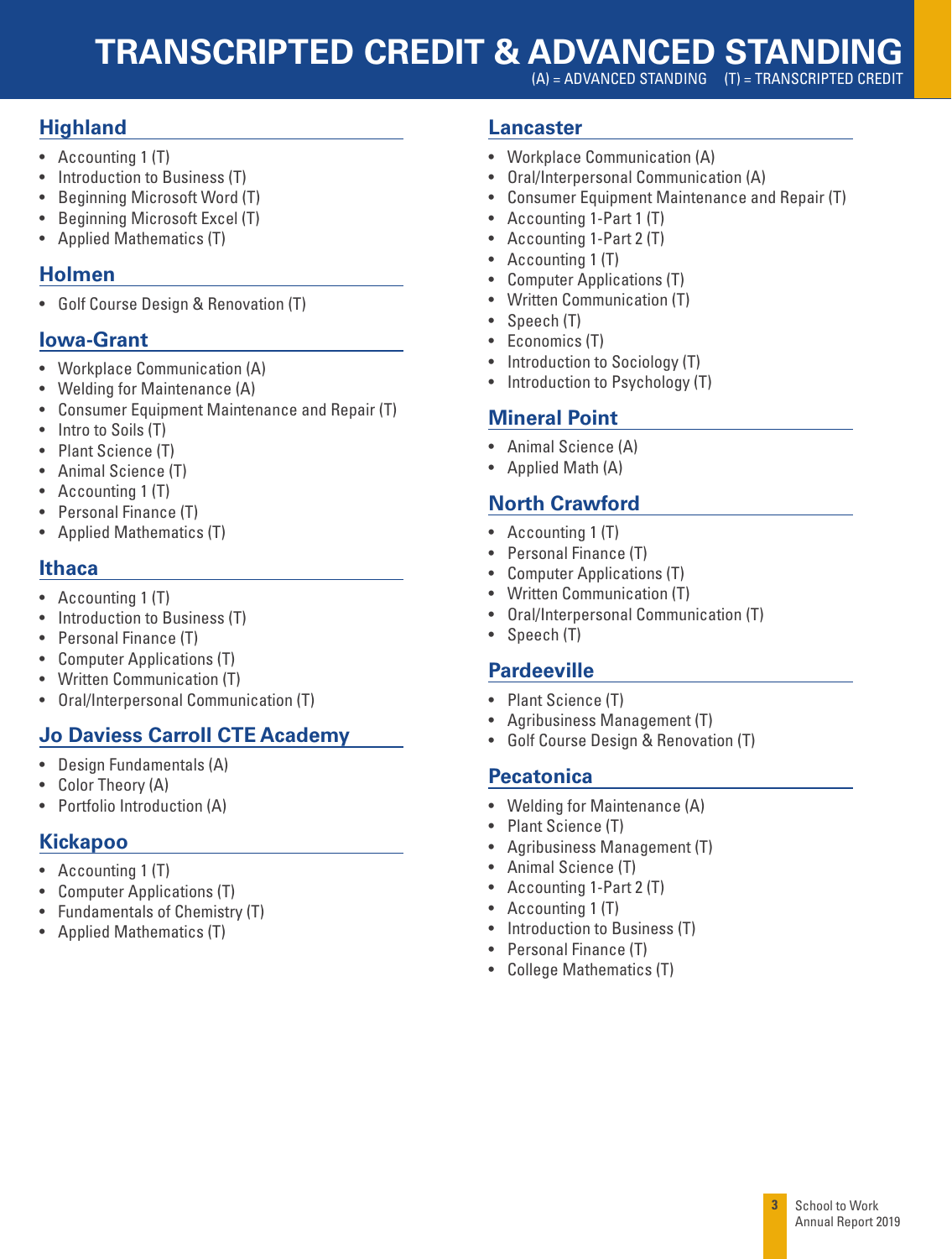# TRANSCRIPTED CREDIT & ADVANCED STANDING

(A) = ADVANCED STANDING (T) = TRANSCRIPTED CREDIT

## Highland

- Accounting 1 (T)
- Introduction to Business (T)
- Beginning Microsoft Word (T)
- Beginning Microsoft Excel (T)
- Applied Mathematics (T)

## Holmen

- Golf Course Design & Renovation (T)

## Iowa-Grant

- Workplace Communication (A)
- Welding for Maintenance (A)
- Consumer Equipment Maintenance and Repair (T)
- Intro to Soils (T)
- Plant Science (T)
- Animal Science (T)
- Accounting 1 (T)
- Personal Finance (T)
- Applied Mathematics (T)

## Ithaca

- Accounting 1 (T)
- Introduction to Business (T)
- Personal Finance (T)
- Computer Applications (T)
- Written Communication (T)
- Oral/Interpersonal Communication (T)

## Jo Daviess Carroll CTE Academy

- Design Fundamentals (A)
- Color Theory (A)
- Portfolio Introduction (A)

## Kickapoo

- Accounting 1 (T)
- Computer Applications (T)
- Fundamentals of Chemistry (T)
- Applied Mathematics (T)

## Lancaster

- Workplace Communication (A)
- Oral/Interpersonal Communication (A)
- Consumer Equipment Maintenance and Repair (T)
- Accounting 1-Part 1 (T)
- Accounting 1-Part 2 (T)
- Accounting 1 (T)
- Computer Applications (T)
- Written Communication (T)
- Speech (T)
- Economics (T)
- Introduction to Sociology (T)
- Introduction to Psychology (T)

## Mineral Point

- Animal Science (A)
- Applied Math (A)

## North Crawford

- Accounting 1 (T)
- Personal Finance (T)
- Computer Applications (T)
- Written Communication (T)
- Oral/Interpersonal Communication (T)
- Speech (T)

## Pardeeville

- Plant Science (T)
- Agribusiness Management (T)
- Golf Course Design & Renovation (T)

## Pecatonica

- Welding for Maintenance (A)
- Plant Science (T)
- Agribusiness Management (T)
- Animal Science (T)
- Accounting 1-Part 2 (T)
- Accounting 1 (T)
- Introduction to Business (T)
- Personal Finance (T)
- College Mathematics (T)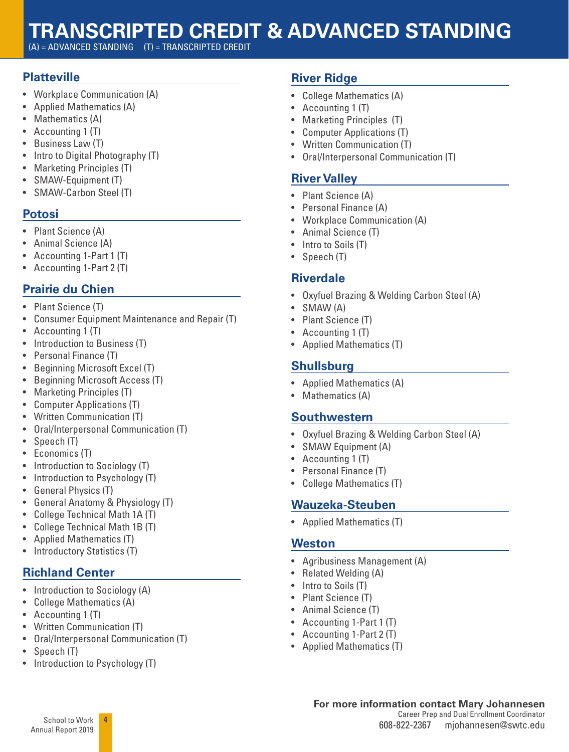# TRANSCRIPTED CREDIT & ADVANCED STANDING

(A) = ADVANCED STANDING (T) = TRANSCRIPTED CREDIT

## Platteville

- Workplace Communication (A)
- Applied Mathematics (A)
- Mathematics (A)
- Accounting 1 (T)
- Business Law (T)
- Intro to Digital Photography (T)
- Marketing Principles (T)
- SMAW-Equipment (T)
- SMAW-Carbon Steel (T)

## Potosi

- Plant Science (A)
- Animal Science (A)
- Accounting 1-Part 1 (T)
- Accounting 1-Part 2 (T)

## Prairie du Chien

- Plant Science (T)
- Consumer Equipment Maintenance and Repair (T)
- Accounting 1 (T)
- Introduction to Business (T)
- Personal Finance (T)
- Beginning Microsoft Excel (T)
- Beginning Microsoft Access (T)
- Marketing Principles (T)
- Computer Applications (T)
- Written Communication (T)
- Oral/Interpersonal Communication (T)
- Speech (T)
- Economics (T)
- Introduction to Sociology (T)
- Introduction to Psychology (T)
- General Physics (T)
- General Anatomy & Physiology (T)
- College Technical Math 1A (T)
- College Technical Math 1B (T)
- Applied Mathematics (T)
- Introductory Statistics (T)

## Richland Center

- Introduction to Sociology (A)
- College Mathematics (A)
- Accounting 1 (T)
- Written Communication (T)
- Oral/Interpersonal Communication (T)
- Speech (T)
- Introduction to Psychology (T)

## River Ridge

- College Mathematics (A)
- Accounting 1 (T)
- Marketing Principles (T)
- Computer Applications (T)
- Written Communication (T)
- Oral/Interpersonal Communication (T)

## River Valley

- Plant Science (A)
- Personal Finance (A)
- Workplace Communication (A)
- Animal Science (T)
- Intro to Soils (T)
- Speech (T)

## Riverdale

- Oxyfuel Brazing & Welding Carbon Steel (A)
- SMAW (A)
- Plant Science (T)
- Accounting 1 (T)
- Applied Mathematics (T)

## Shullsburg

- Applied Mathematics (A)
- Mathematics (A)

## Southwestern

- Oxyfuel Brazing & Welding Carbon Steel (A)
- SMAW Equipment (A)
- Accounting 1 (T)
- Personal Finance (T)
- College Mathematics (T)

## Wauzeka-Steuben

- Applied Mathematics (T)

## Weston

- Agribusiness Management (A)
- Related Welding (A)
- Intro to Soils (T)
- Plant Science (T)
- Animal Science (T)
- Accounting 1-Part 1 (T)
- Accounting 1-Part 2 (T)
- Applied Mathematics (T)

**For more information contact Mary Johannesen**
Career Prep and Dual Enrollment Coordinator
608-822-2367 mjohannesen@swtc.edu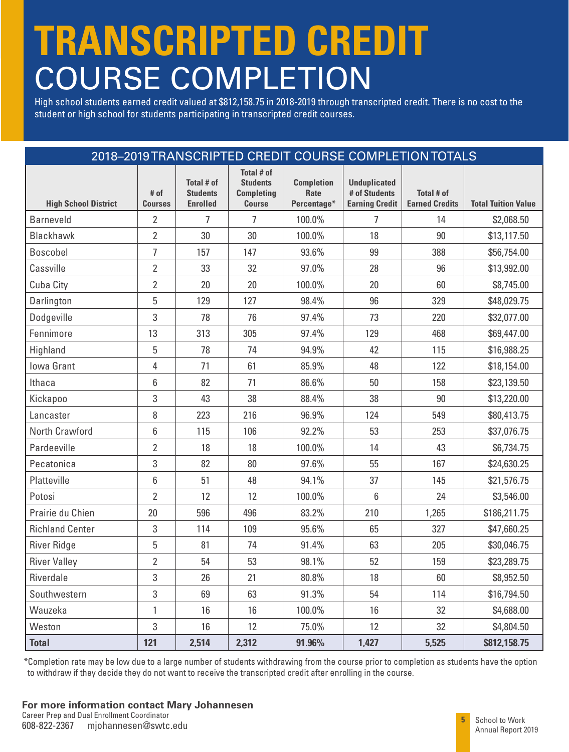# TRANSCRIPTED CREDIT
## COURSE COMPLETION

High school students earned credit valued at $812,158.75 in 2018-2019 through transcripted credit. There is no cost to the student or high school for students participating in transcripted credit courses.

### 2018–2019 TRANSCRIPTED CREDIT COURSE COMPLETION TOTALS

| High School District | # of Courses | Total # of Students Enrolled | Total # of Students Completing Course | Completion Rate Percentage* | Unduplicated # of Students Earning Credit | Total # of Earned Credits | Total Tuition Value |
|---|---|---|---|---|---|---|---|
| Barneveld | 2 | 7 | 7 | 100.0% | 7 | 14 | $2,068.50 |
| Blackhawk | 2 | 30 | 30 | 100.0% | 18 | 90 | $13,117.50 |
| Boscobel | 7 | 157 | 147 | 93.6% | 99 | 388 | $56,754.00 |
| Cassville | 2 | 33 | 32 | 97.0% | 28 | 96 | $13,992.00 |
| Cuba City | 2 | 20 | 20 | 100.0% | 20 | 60 | $8,745.00 |
| Darlington | 5 | 129 | 127 | 98.4% | 96 | 329 | $48,029.75 |
| Dodgeville | 3 | 78 | 76 | 97.4% | 73 | 220 | $32,077.00 |
| Fennimore | 13 | 313 | 305 | 97.4% | 129 | 468 | $69,447.00 |
| Highland | 5 | 78 | 74 | 94.9% | 42 | 115 | $16,988.25 |
| Iowa Grant | 4 | 71 | 61 | 85.9% | 48 | 122 | $18,154.00 |
| Ithaca | 6 | 82 | 71 | 86.6% | 50 | 158 | $23,139.50 |
| Kickapoo | 3 | 43 | 38 | 88.4% | 38 | 90 | $13,220.00 |
| Lancaster | 8 | 223 | 216 | 96.9% | 124 | 549 | $80,413.75 |
| North Crawford | 6 | 115 | 106 | 92.2% | 53 | 253 | $37,076.75 |
| Pardeeville | 2 | 18 | 18 | 100.0% | 14 | 43 | $6,734.75 |
| Pecatonica | 3 | 82 | 80 | 97.6% | 55 | 167 | $24,630.25 |
| Platteville | 6 | 51 | 48 | 94.1% | 37 | 145 | $21,576.75 |
| Potosi | 2 | 12 | 12 | 100.0% | 6 | 24 | $3,546.00 |
| Prairie du Chien | 20 | 596 | 496 | 83.2% | 210 | 1,265 | $186,211.75 |
| Richland Center | 3 | 114 | 109 | 95.6% | 65 | 327 | $47,660.25 |
| River Ridge | 5 | 81 | 74 | 91.4% | 63 | 205 | $30,046.75 |
| River Valley | 2 | 54 | 53 | 98.1% | 52 | 159 | $23,289.75 |
| Riverdale | 3 | 26 | 21 | 80.8% | 18 | 60 | $8,952.50 |
| Southwestern | 3 | 69 | 63 | 91.3% | 54 | 114 | $16,794.50 |
| Wauzeka | 1 | 16 | 16 | 100.0% | 16 | 32 | $4,688.00 |
| Weston | 3 | 16 | 12 | 75.0% | 12 | 32 | $4,804.50 |
| **Total** | **121** | **2,514** | **2,312** | **91.96%** | **1,427** | **5,525** | **$812,158.75** |

*Completion rate may be low due to a large number of students withdrawing from the course prior to completion as students have the option to withdraw if they decide they do not want to receive the transcripted credit after enrolling in the course.

**For more information contact Mary Johannesen**
Career Prep and Dual Enrollment Coordinator
608-822-2367 mjohannesen@swtc.edu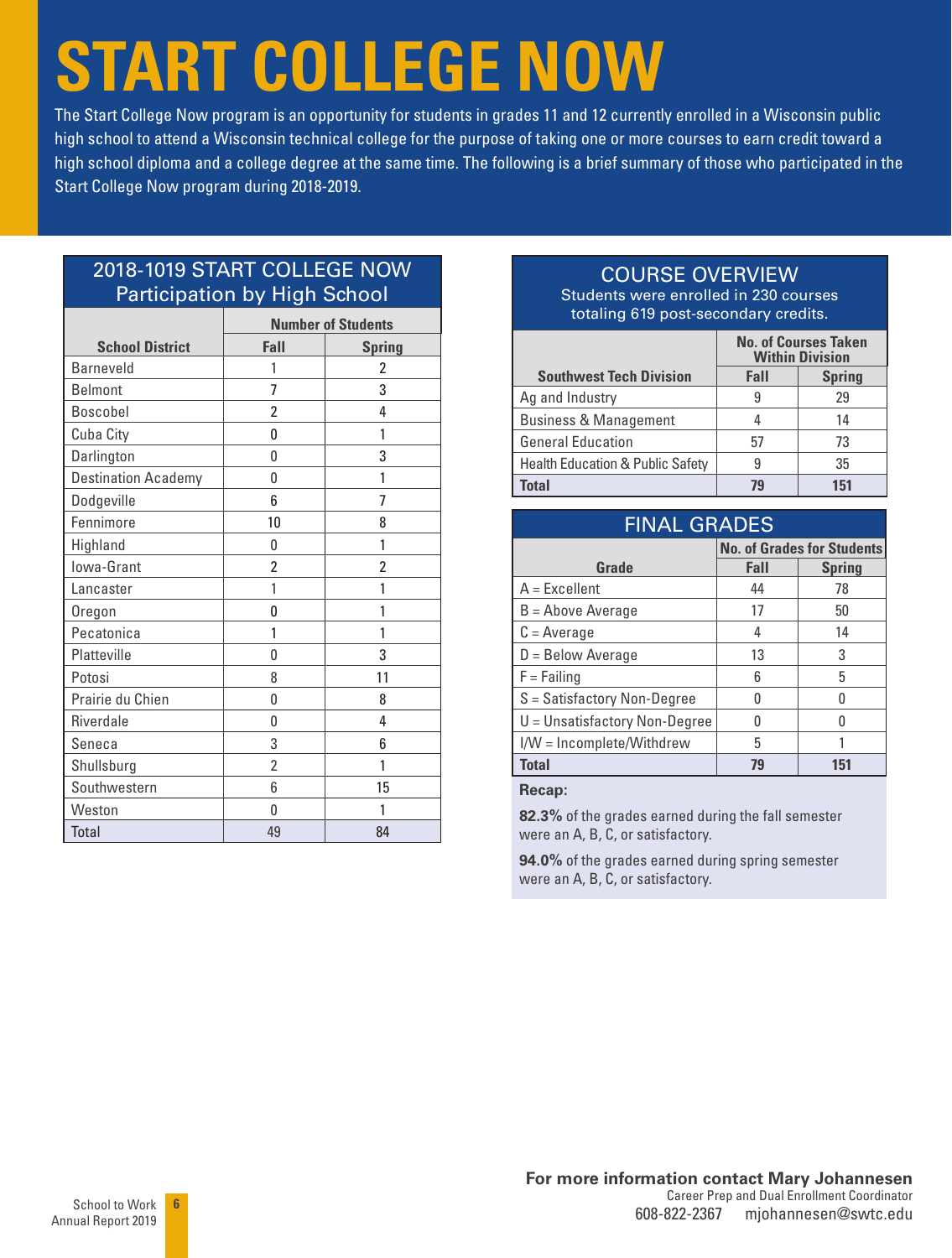# START COLLEGE NOW

The Start College Now program is an opportunity for students in grades 11 and 12 currently enrolled in a Wisconsin public high school to attend a Wisconsin technical college for the purpose of taking one or more courses to earn credit toward a high school diploma and a college degree at the same time. The following is a brief summary of those who participated in the Start College Now program during 2018-2019.

## 2018-1019 START COLLEGE NOW Participation by High School

| School District | Number of Students | |
|---|---|---|
| | Fall | Spring |
| Barneveld | 1 | 2 |
| Belmont | 7 | 3 |
| Boscobel | 2 | 4 |
| Cuba City | 0 | 1 |
| Darlington | 0 | 3 |
| Destination Academy | 0 | 1 |
| Dodgeville | 6 | 7 |
| Fennimore | 10 | 8 |
| Highland | 0 | 1 |
| Iowa-Grant | 2 | 2 |
| Lancaster | 1 | 1 |
| Oregon | 0 | 1 |
| Pecatonica | 1 | 1 |
| Platteville | 0 | 3 |
| Potosi | 8 | 11 |
| Prairie du Chien | 0 | 8 |
| Riverdale | 0 | 4 |
| Seneca | 3 | 6 |
| Shullsburg | 2 | 1 |
| Southwestern | 6 | 15 |
| Weston | 0 | 1 |
| Total | 49 | 84 |

## COURSE OVERVIEW

Students were enrolled in 230 courses totaling 619 post-secondary credits.

| Southwest Tech Division | No. of Courses Taken Within Division | |
|---|---|---|
| | Fall | Spring |
| Ag and Industry | 9 | 29 |
| Business & Management | 4 | 14 |
| General Education | 57 | 73 |
| Health Education & Public Safety | 9 | 35 |
| **Total** | **79** | **151** |

## FINAL GRADES

| Grade | No. of Grades for Students | |
|---|---|---|
| | Fall | Spring |
| A = Excellent | 44 | 78 |
| B = Above Average | 17 | 50 |
| C = Average | 4 | 14 |
| D = Below Average | 13 | 3 |
| F = Failing | 6 | 5 |
| S = Satisfactory Non-Degree | 0 | 0 |
| U = Unsatisfactory Non-Degree | 0 | 0 |
| I/W = Incomplete/Withdrew | 5 | 1 |
| **Total** | **79** | **151** |

**Recap:**

**82.3%** of the grades earned during the fall semester were an A, B, C, or satisfactory.

**94.0%** of the grades earned during spring semester were an A, B, C, or satisfactory.

**For more information contact Mary Johannesen**
Career Prep and Dual Enrollment Coordinator
608-822-2367 mjohannesen@swtc.edu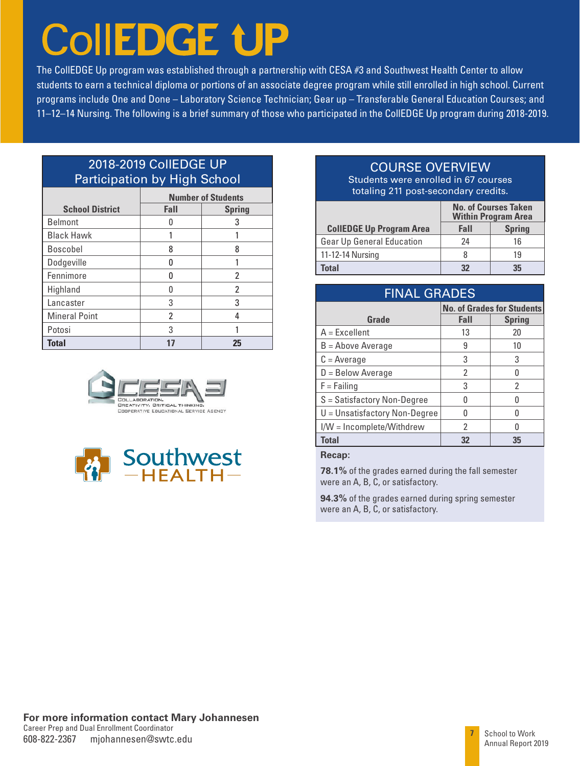# CollEDGE UP

The CollEDGE Up program was established through a partnership with CESA #3 and Southwest Health Center to allow students to earn a technical diploma or portions of an associate degree program while still enrolled in high school. Current programs include One and Done – Laboratory Science Technician; Gear up – Transferable General Education Courses; and 11–12–14 Nursing. The following is a brief summary of those who participated in the CollEDGE Up program during 2018-2019.

## 2018-2019 CollEDGE UP Participation by High School

| School District | Number of Students | |
|---|---|---|
| | Fall | Spring |
| Belmont | 0 | 3 |
| Black Hawk | 1 | 1 |
| Boscobel | 8 | 8 |
| Dodgeville | 0 | 1 |
| Fennimore | 0 | 2 |
| Highland | 0 | 2 |
| Lancaster | 3 | 3 |
| Mineral Point | 2 | 4 |
| Potosi | 3 | 1 |
| **Total** | **17** | **25** |

## COURSE OVERVIEW

Students were enrolled in 67 courses totaling 211 post-secondary credits.

| CollEDGE Up Program Area | No. of Courses Taken Within Program Area | |
|---|---|---|
| | Fall | Spring |
| Gear Up General Education | 24 | 16 |
| 11-12-14 Nursing | 8 | 19 |
| **Total** | **32** | **35** |

## FINAL GRADES

| Grade | No. of Grades for Students | |
|---|---|---|
| | Fall | Spring |
| A = Excellent | 13 | 20 |
| B = Above Average | 9 | 10 |
| C = Average | 3 | 3 |
| D = Below Average | 2 | 0 |
| F = Failing | 3 | 2 |
| S = Satisfactory Non-Degree | 0 | 0 |
| U = Unsatisfactory Non-Degree | 0 | 0 |
| I/W = Incomplete/Withdrew | 2 | 0 |
| **Total** | **32** | **35** |

**Recap:**

**78.1%** of the grades earned during the fall semester were an A, B, C, or satisfactory.

**94.3%** of the grades earned during spring semester were an A, B, C, or satisfactory.

**For more information contact Mary Johannesen**
Career Prep and Dual Enrollment Coordinator
608-822-2367 mjohannesen@swtc.edu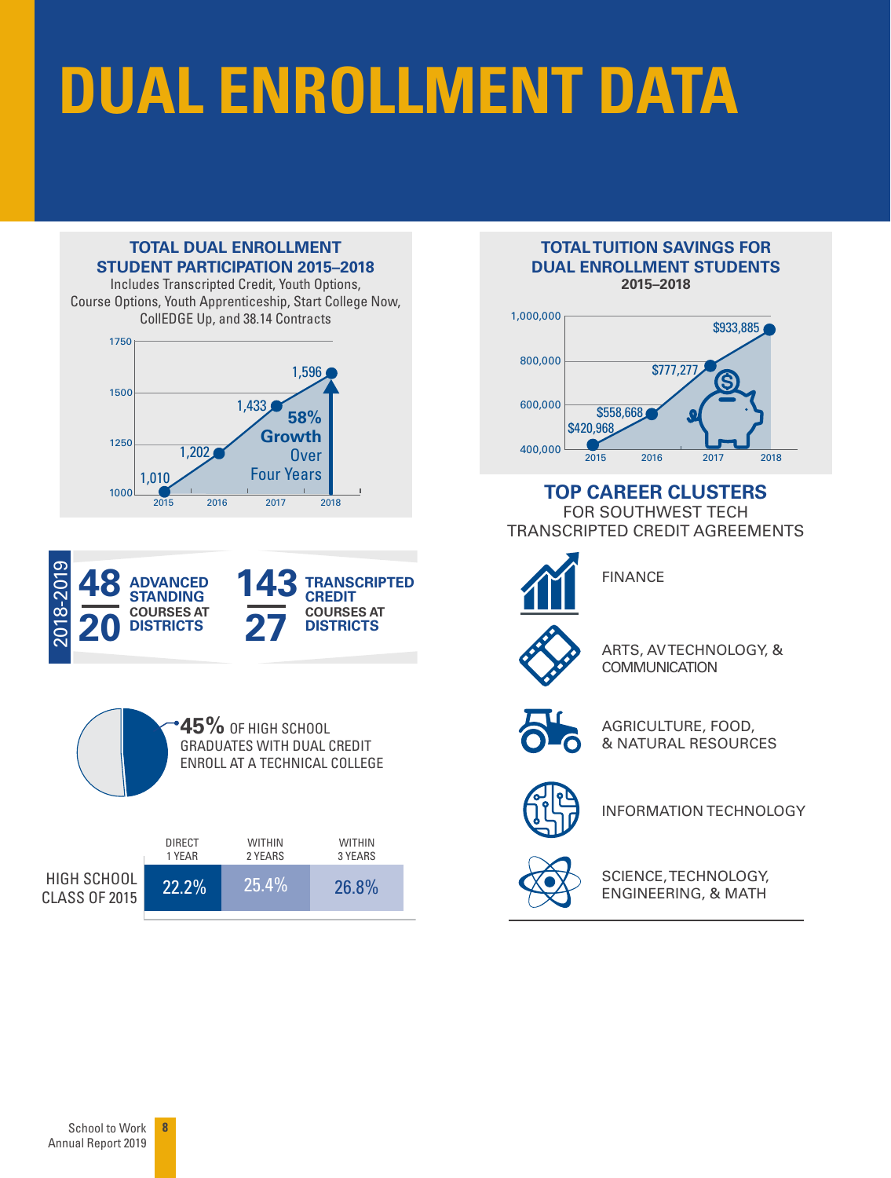# DUAL ENROLLMENT DATA

## TOTAL DUAL ENROLLMENT STUDENT PARTICIPATION 2015–2018

Includes Transcripted Credit, Youth Options, Course Options, Youth Apprenticeship, Start College Now, CollEDGE Up, and 38.14 Contracts

| Year | Participation |
|---|---|
| 2015 | 1,010 |
| 2016 | 1,202 |
| 2017 | 1,433 |
| 2018 | 1,596 |

**58% Growth** Over Four Years

## TOTAL TUITION SAVINGS FOR DUAL ENROLLMENT STUDENTS

**2015–2018**

| Year | Savings |
|---|---|
| 2015 | $420,968 |
| 2016 | $558,668 |
| 2017 | $777,277 |
| 2018 | $933,885 |

## 2018-2019

**48** ADVANCED STANDING COURSES AT **20** DISTRICTS

**143** TRANSCRIPTED CREDIT COURSES AT **27** DISTRICTS

**45%** OF HIGH SCHOOL GRADUATES WITH DUAL CREDIT ENROLL AT A TECHNICAL COLLEGE

| | DIRECT 1 YEAR | WITHIN 2 YEARS | WITHIN 3 YEARS |
|---|---|---|---|
| HIGH SCHOOL CLASS OF 2015 | 22.2% | 25.4% | 26.8% |

## TOP CAREER CLUSTERS

FOR SOUTHWEST TECH TRANSCRIPTED CREDIT AGREEMENTS

- FINANCE
- ARTS, AV TECHNOLOGY, & COMMUNICATION
- AGRICULTURE, FOOD, & NATURAL RESOURCES
- INFORMATION TECHNOLOGY
- SCIENCE, TECHNOLOGY, ENGINEERING, & MATH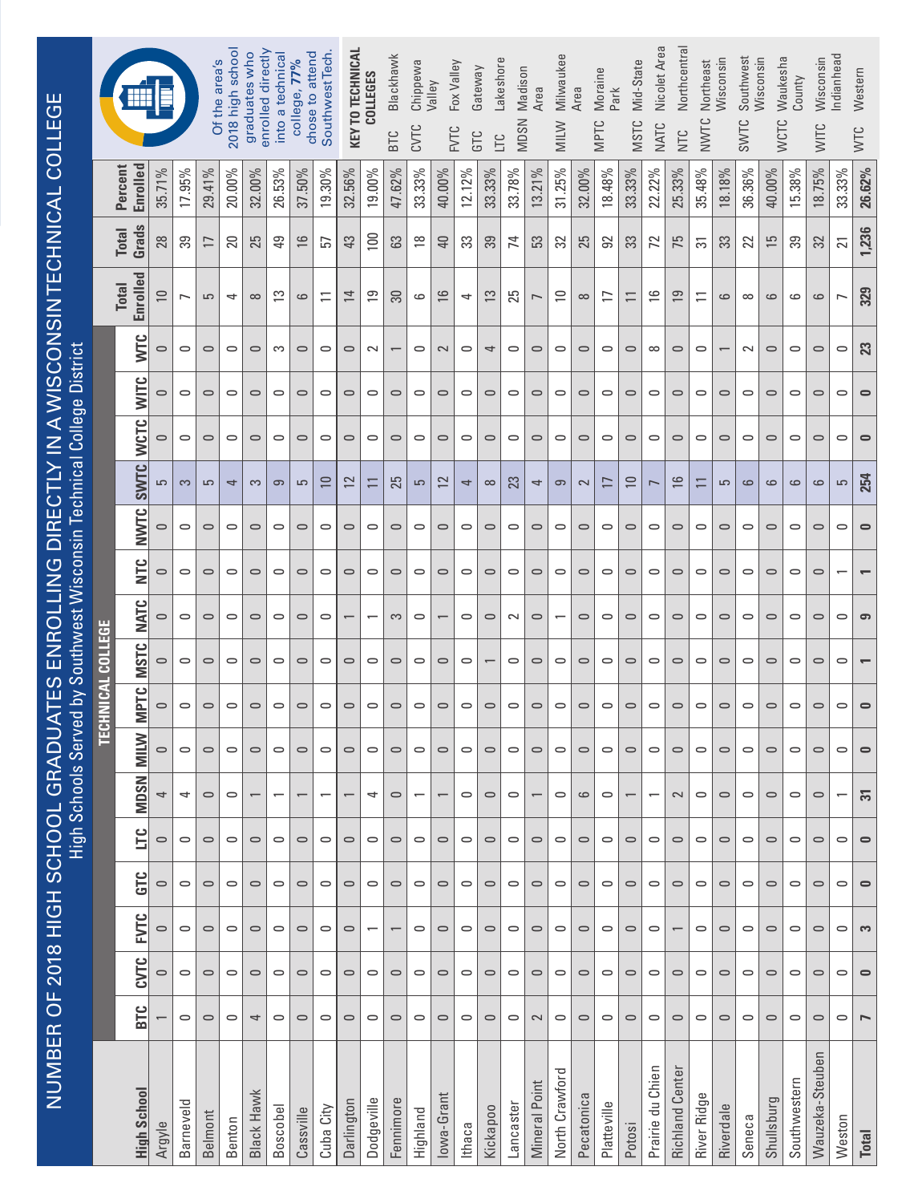# NUMBER OF 2018 HIGH SCHOOL GRADUATES ENROLLING DIRECTLY IN A WISCONSIN TECHNICAL COLLEGE

High Schools Served by Southwest Wisconsin Technical College District

| High School | TECHNICAL COLLEGE | | | | | | | | | | | | | | | | Total Enrolled | Total Grads | Percent Enrolled |
|---|---|---|---|---|---|---|---|---|---|---|---|---|---|---|---|---|---|---|---|
| | BTC | CVTC | FVTC | GTC | LTC | MDSN | MILW | MPTC | MSTC | NATC | NTC | NWTC | SWTC | WCTC | WITC | WTC | | | |
| Argyle | 1 | 0 | 0 | 0 | 0 | 4 | 0 | 0 | 0 | 0 | 0 | 0 | 5 | 0 | 0 | 0 | 10 | 28 | 35.71% |
| Barneveld | 0 | 0 | 0 | 0 | 0 | 4 | 0 | 0 | 0 | 0 | 0 | 0 | 3 | 0 | 0 | 0 | 7 | 39 | 17.95% |
| Belmont | 0 | 0 | 0 | 0 | 0 | 0 | 0 | 0 | 0 | 0 | 0 | 0 | 5 | 0 | 0 | 0 | 5 | 17 | 29.41% |
| Benton | 0 | 0 | 0 | 0 | 0 | 0 | 0 | 0 | 0 | 0 | 0 | 0 | 4 | 0 | 0 | 0 | 4 | 20 | 20.00% |
| Black Hawk | 4 | 0 | 0 | 0 | 0 | 1 | 0 | 0 | 0 | 0 | 0 | 0 | 3 | 0 | 0 | 0 | 8 | 25 | 32.00% |
| Boscobel | 0 | 0 | 0 | 0 | 0 | 1 | 0 | 0 | 0 | 0 | 0 | 0 | 9 | 0 | 0 | 3 | 13 | 49 | 26.53% |
| Cassville | 0 | 0 | 0 | 0 | 0 | 1 | 0 | 0 | 0 | 0 | 0 | 0 | 5 | 0 | 0 | 0 | 6 | 16 | 37.50% |
| Cuba City | 0 | 0 | 0 | 0 | 0 | 1 | 0 | 0 | 0 | 0 | 0 | 0 | 10 | 0 | 0 | 0 | 11 | 57 | 19.30% |
| Darlington | 0 | 0 | 0 | 0 | 0 | 1 | 0 | 0 | 0 | 1 | 0 | 0 | 12 | 0 | 0 | 0 | 14 | 43 | 32.56% |
| Dodgeville | 0 | 0 | 1 | 0 | 0 | 4 | 0 | 0 | 0 | 1 | 0 | 0 | 11 | 0 | 0 | 2 | 19 | 100 | 19.00% |
| Fennimore | 0 | 0 | 1 | 0 | 0 | 0 | 0 | 0 | 0 | 3 | 0 | 0 | 25 | 0 | 0 | 1 | 30 | 63 | 47.62% |
| Highland | 0 | 0 | 0 | 0 | 0 | 1 | 0 | 0 | 0 | 0 | 0 | 0 | 5 | 0 | 0 | 0 | 6 | 18 | 33.33% |
| Iowa-Grant | 0 | 0 | 0 | 0 | 0 | 1 | 0 | 0 | 0 | 1 | 0 | 0 | 12 | 0 | 0 | 2 | 16 | 40 | 40.00% |
| Ithaca | 0 | 0 | 0 | 0 | 0 | 0 | 0 | 0 | 0 | 0 | 0 | 0 | 4 | 0 | 0 | 0 | 4 | 33 | 12.12% |
| Kickapoo | 0 | 0 | 0 | 0 | 0 | 0 | 0 | 0 | 1 | 0 | 0 | 0 | 8 | 0 | 0 | 4 | 13 | 39 | 33.33% |
| Lancaster | 0 | 0 | 0 | 0 | 0 | 0 | 0 | 0 | 0 | 2 | 0 | 0 | 23 | 0 | 0 | 0 | 25 | 74 | 33.78% |
| Mineral Point | 2 | 0 | 0 | 0 | 0 | 1 | 0 | 0 | 0 | 0 | 0 | 0 | 4 | 0 | 0 | 0 | 7 | 53 | 13.21% |
| North Crawford | 0 | 0 | 0 | 0 | 0 | 0 | 0 | 0 | 0 | 1 | 0 | 0 | 9 | 0 | 0 | 0 | 10 | 32 | 31.25% |
| Pecatonica | 0 | 0 | 0 | 0 | 0 | 6 | 0 | 0 | 0 | 0 | 0 | 0 | 2 | 0 | 0 | 0 | 8 | 25 | 32.00% |
| Platteville | 0 | 0 | 0 | 0 | 0 | 0 | 0 | 0 | 0 | 0 | 0 | 0 | 17 | 0 | 0 | 0 | 17 | 92 | 18.48% |
| Potosi | 0 | 0 | 0 | 0 | 0 | 1 | 0 | 0 | 0 | 0 | 0 | 0 | 10 | 0 | 0 | 0 | 11 | 33 | 33.33% |
| Prairie du Chien | 0 | 0 | 0 | 0 | 0 | 1 | 0 | 0 | 0 | 0 | 0 | 0 | 7 | 0 | 0 | 8 | 16 | 72 | 22.22% |
| Richland Center | 0 | 0 | 1 | 0 | 0 | 2 | 0 | 0 | 0 | 0 | 0 | 0 | 16 | 0 | 0 | 0 | 19 | 75 | 25.33% |
| River Ridge | 0 | 0 | 0 | 0 | 0 | 0 | 0 | 0 | 0 | 0 | 0 | 0 | 11 | 0 | 0 | 0 | 11 | 31 | 35.48% |
| Riverdale | 0 | 0 | 0 | 0 | 0 | 0 | 0 | 0 | 0 | 0 | 0 | 0 | 5 | 0 | 0 | 1 | 6 | 33 | 18.18% |
| Seneca | 0 | 0 | 0 | 0 | 0 | 0 | 0 | 0 | 0 | 0 | 0 | 0 | 6 | 0 | 0 | 2 | 8 | 22 | 36.36% |
| Shullsburg | 0 | 0 | 0 | 0 | 0 | 0 | 0 | 0 | 0 | 0 | 0 | 0 | 6 | 0 | 0 | 0 | 6 | 15 | 40.00% |
| Southwestern | 0 | 0 | 0 | 0 | 0 | 0 | 0 | 0 | 0 | 0 | 0 | 0 | 6 | 0 | 0 | 0 | 6 | 39 | 15.38% |
| Wauzeka-Steuben | 0 | 0 | 0 | 0 | 0 | 0 | 0 | 0 | 0 | 0 | 0 | 0 | 6 | 0 | 0 | 0 | 6 | 32 | 18.75% |
| Weston | 0 | 0 | 0 | 0 | 0 | 1 | 0 | 0 | 0 | 0 | 1 | 0 | 5 | 0 | 0 | 0 | 7 | 21 | 33.33% |
| **Total** | **7** | **0** | **3** | **0** | **0** | **31** | **0** | **0** | **1** | **9** | **1** | **0** | **254** | **0** | **0** | **23** | **329** | **1,236** | **26.62%** |

Of the area's 2018 high school graduates who enrolled directly into a technical college, **77%** chose to attend Southwest Tech.

**KEY TO TECHNICAL COLLEGES**

| | |
|---|---|
| BTC | Blackhawk |
| CVTC | Chippewa Valley |
| FVTC | Fox Valley |
| GTC | Gateway |
| LTC | Lakeshore |
| MDSN | Madison Area |
| MILW | Milwaukee Area |
| MPTC | Moraine Park |
| MSTC | Mid-State |
| NATC | Nicolet Area |
| NTC | Northcentral |
| NWTC | Northeast Wisconsin |
| SWTC | Southwest Wisconsin |
| WCTC | Waukesha County |
| WITC | Wisconsin Indianhead |
| WTC | Western |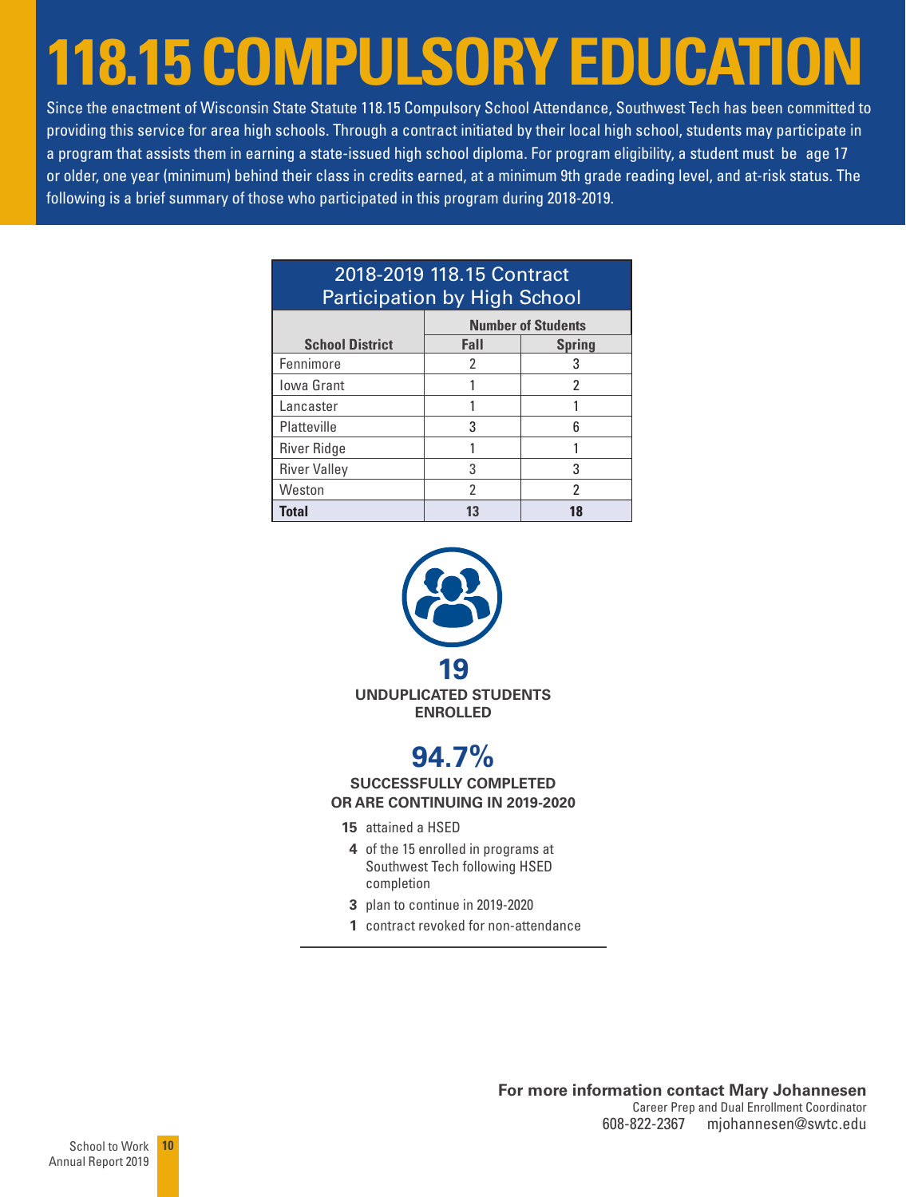# 118.15 COMPULSORY EDUCATION

Since the enactment of Wisconsin State Statute 118.15 Compulsory School Attendance, Southwest Tech has been committed to providing this service for area high schools. Through a contract initiated by their local high school, students may participate in a program that assists them in earning a state-issued high school diploma. For program eligibility, a student must be age 17 or older, one year (minimum) behind their class in credits earned, at a minimum 9th grade reading level, and at-risk status. The following is a brief summary of those who participated in this program during 2018-2019.

**2018-2019 118.15 Contract Participation by High School**

| School District | Number of Students | |
|---|---|---|
| | Fall | Spring |
| Fennimore | 2 | 3 |
| Iowa Grant | 1 | 2 |
| Lancaster | 1 | 1 |
| Platteville | 3 | 6 |
| River Ridge | 1 | 1 |
| River Valley | 3 | 3 |
| Weston | 2 | 2 |
| **Total** | **13** | **18** |

**19**
**UNDUPLICATED STUDENTS ENROLLED**

**94.7%**
**SUCCESSFULLY COMPLETED OR ARE CONTINUING IN 2019-2020**

- **15** attained a HSED
  - **4** of the 15 enrolled in programs at Southwest Tech following HSED completion
- **3** plan to continue in 2019-2020
- **1** contract revoked for non-attendance

**For more information contact Mary Johannesen**
Career Prep and Dual Enrollment Coordinator
608-822-2367 mjohannesen@swtc.edu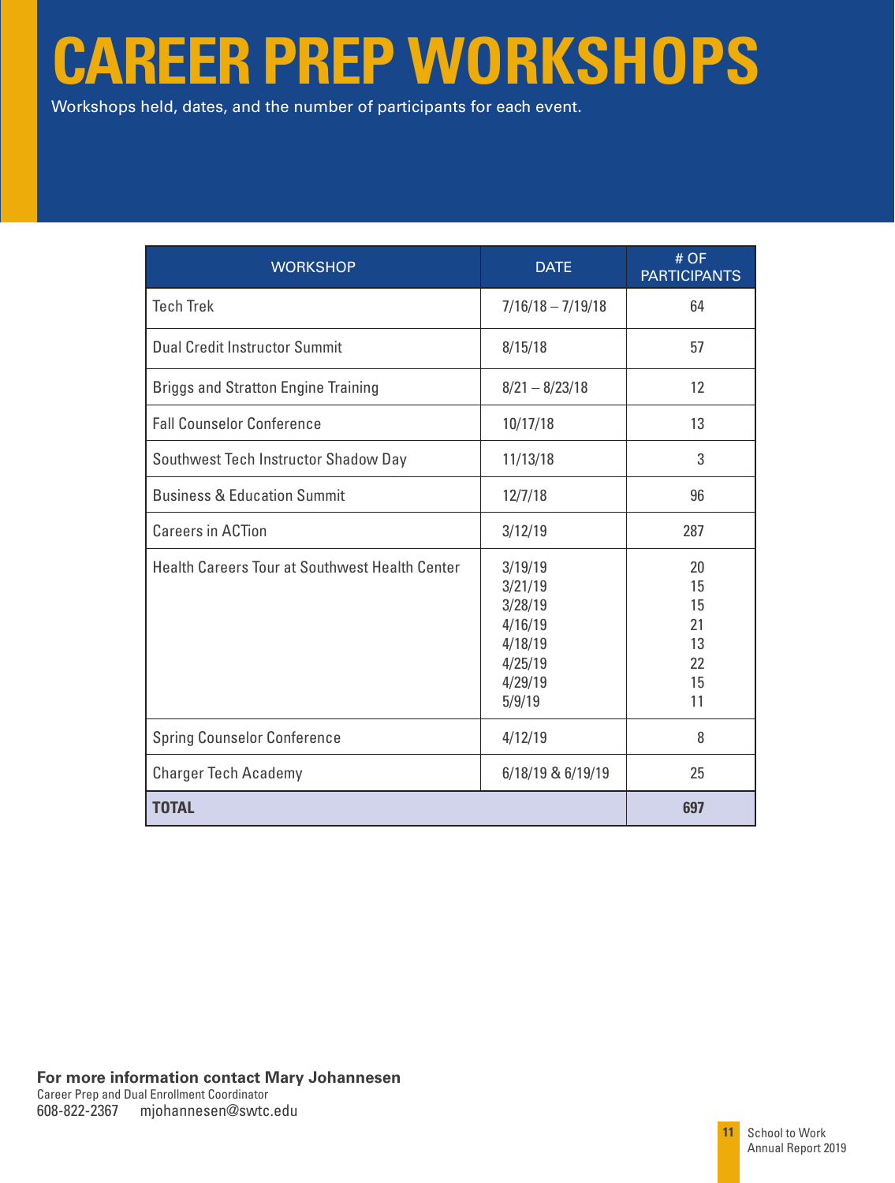# CAREER PREP WORKSHOPS

Workshops held, dates, and the number of participants for each event.

| WORKSHOP | DATE | # OF PARTICIPANTS |
|---|---|---|
| Tech Trek | 7/16/18 – 7/19/18 | 64 |
| Dual Credit Instructor Summit | 8/15/18 | 57 |
| Briggs and Stratton Engine Training | 8/21 – 8/23/18 | 12 |
| Fall Counselor Conference | 10/17/18 | 13 |
| Southwest Tech Instructor Shadow Day | 11/13/18 | 3 |
| Business & Education Summit | 12/7/18 | 96 |
| Careers in ACTion | 3/12/19 | 287 |
| Health Careers Tour at Southwest Health Center | 3/19/19<br>3/21/19<br>3/28/19<br>4/16/19<br>4/18/19<br>4/25/19<br>4/29/19<br>5/9/19 | 20<br>15<br>15<br>21<br>13<br>22<br>15<br>11 |
| Spring Counselor Conference | 4/12/19 | 8 |
| Charger Tech Academy | 6/18/19 & 6/19/19 | 25 |
| **TOTAL** | | **697** |

**For more information contact Mary Johannesen**
Career Prep and Dual Enrollment Coordinator
608-822-2367 mjohannesen@swtc.edu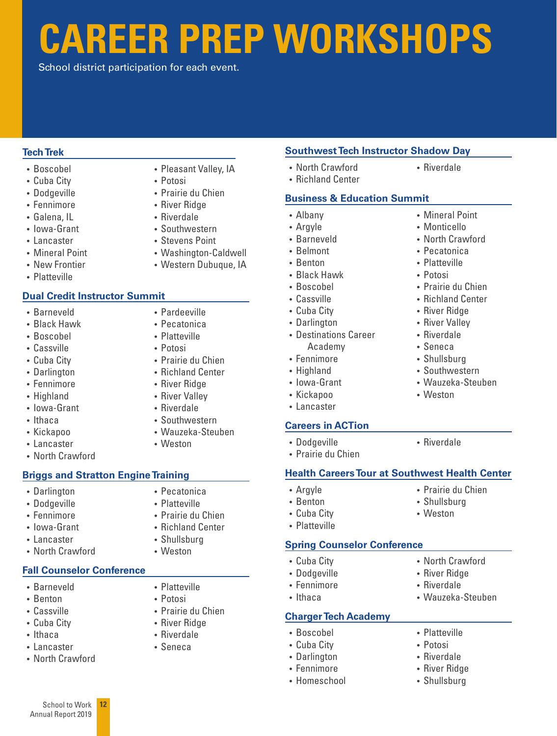# CAREER PREP WORKSHOPS

School district participation for each event.

## Tech Trek

- Boscobel
- Cuba City
- Dodgeville
- Fennimore
- Galena, IL
- Iowa-Grant
- Lancaster
- Mineral Point
- New Frontier
- Platteville
- Pleasant Valley, IA
- Potosi
- Prairie du Chien
- River Ridge
- Riverdale
- Southwestern
- Stevens Point
- Washington-Caldwell
- Western Dubuque, IA

## Dual Credit Instructor Summit

- Barneveld
- Black Hawk
- Boscobel
- Cassville
- Cuba City
- Darlington
- Fennimore
- Highland
- Iowa-Grant
- Ithaca
- Kickapoo
- Lancaster
- North Crawford
- Pardeeville
- Pecatonica
- Platteville
- Potosi
- Prairie du Chien
- Richland Center
- River Ridge
- River Valley
- Riverdale
- Southwestern
- Wauzeka-Steuben
- Weston

## Briggs and Stratton Engine Training

- Darlington
- Dodgeville
- Fennimore
- Iowa-Grant
- Lancaster
- North Crawford
- Pecatonica
- Platteville
- Prairie du Chien
- Richland Center
- Shullsburg
- Weston

## Fall Counselor Conference

- Barneveld
- Benton
- Cassville
- Cuba City
- Ithaca
- Lancaster
- North Crawford
- Platteville
- Potosi
- Prairie du Chien
- River Ridge
- Riverdale
- Seneca

## Southwest Tech Instructor Shadow Day

- North Crawford
- Richland Center
- Riverdale

## Business & Education Summit

- Albany
- Argyle
- Barneveld
- Belmont
- Benton
- Black Hawk
- Boscobel
- Cassville
- Cuba City
- Darlington
- Destinations Career Academy
- Fennimore
- Highland
- Iowa-Grant
- Kickapoo
- Lancaster
- Mineral Point
- Monticello
- North Crawford
- Pecatonica
- Platteville
- Potosi
- Prairie du Chien
- Richland Center
- River Ridge
- River Valley
- Riverdale
- Seneca
- Shullsburg
- Southwestern
- Wauzeka-Steuben
- Weston

## Careers in ACTion

- Dodgeville
- Prairie du Chien
- Riverdale

## Health Careers Tour at Southwest Health Center

- Argyle
- Benton
- Cuba City
- Platteville
- Prairie du Chien
- Shullsburg
- Weston

## Spring Counselor Conference

- Cuba City
- Dodgeville
- Fennimore
- Ithaca
- North Crawford
- River Ridge
- Riverdale
- Wauzeka-Steuben

## Charger Tech Academy

- Boscobel
- Cuba City
- Darlington
- Fennimore
- Homeschool
- Platteville
- Potosi
- Riverdale
- River Ridge
- Shullsburg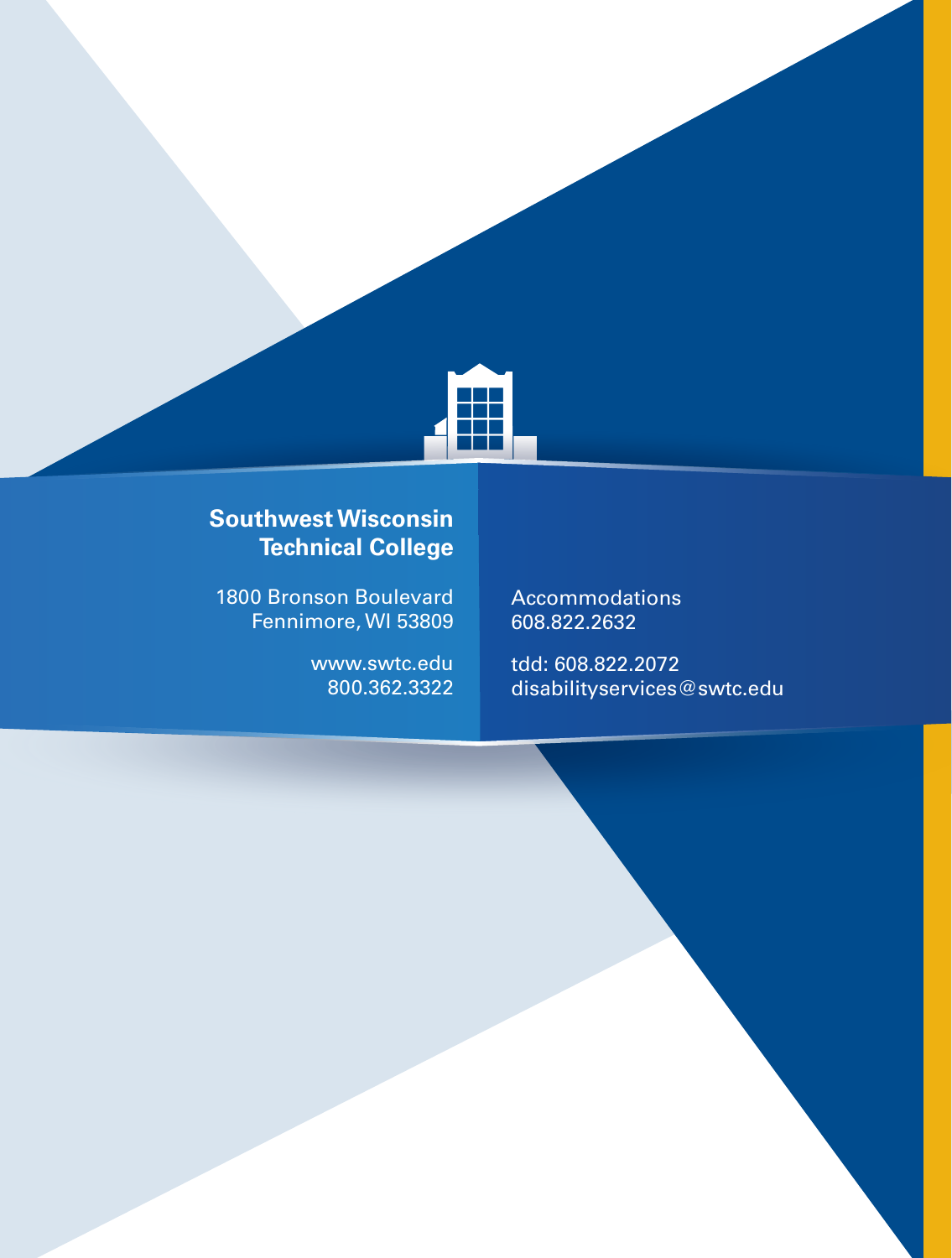**Southwest Wisconsin Technical College**

1800 Bronson Boulevard
Fennimore, WI 53809

www.swtc.edu
800.362.3322

Accommodations
608.822.2632

tdd: 608.822.2072
disabilityservices@swtc.edu